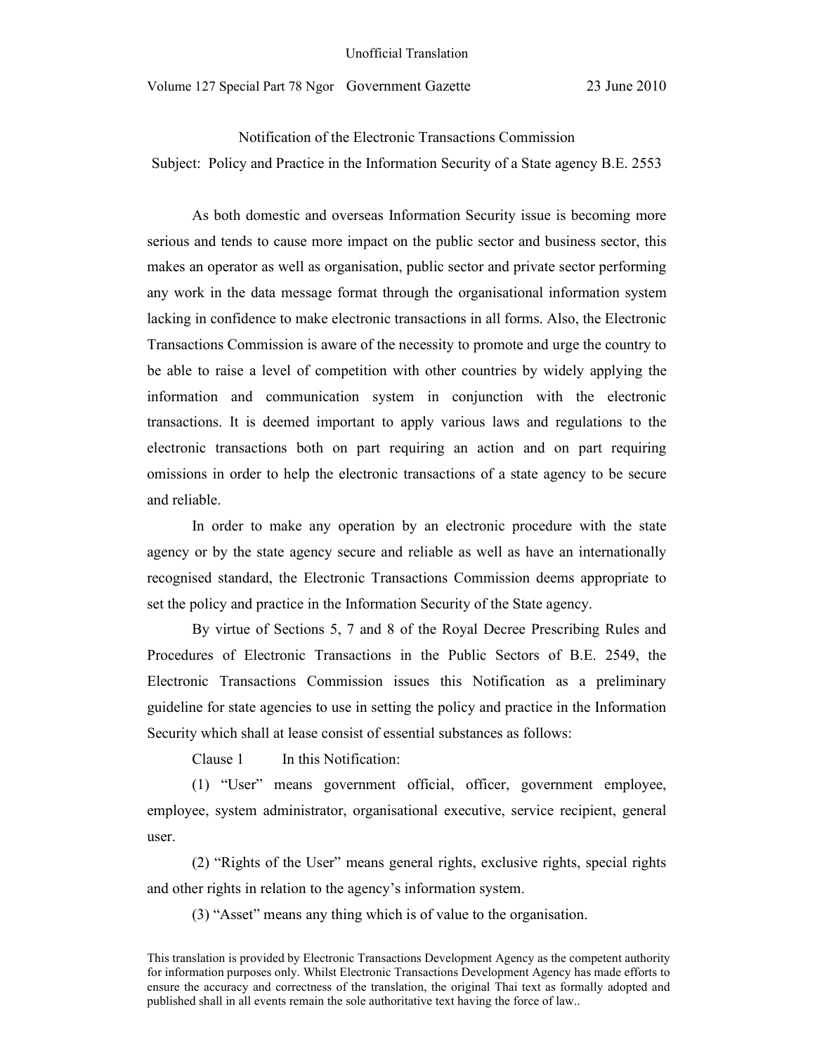Unofficial Translation

Volume 127 Special Part 78 Ngor Government Gazette 23 June 2010

# Notification of the Electronic Transactions Commission

## Subject: Policy and Practice in the Information Security of a State agency B.E. 2553

As both domestic and overseas Information Security issue is becoming more serious and tends to cause more impact on the public sector and business sector, this makes an operator as well as organisation, public sector and private sector performing any work in the data message format through the organisational information system lacking in confidence to make electronic transactions in all forms. Also, the Electronic Transactions Commission is aware of the necessity to promote and urge the country to be able to raise a level of competition with other countries by widely applying the information and communication system in conjunction with the electronic transactions. It is deemed important to apply various laws and regulations to the electronic transactions both on part requiring an action and on part requiring omissions in order to help the electronic transactions of a state agency to be secure and reliable.

In order to make any operation by an electronic procedure with the state agency or by the state agency secure and reliable as well as have an internationally recognised standard, the Electronic Transactions Commission deems appropriate to set the policy and practice in the Information Security of the State agency.

By virtue of Sections 5, 7 and 8 of the Royal Decree Prescribing Rules and Procedures of Electronic Transactions in the Public Sectors of B.E. 2549, the Electronic Transactions Commission issues this Notification as a preliminary guideline for state agencies to use in setting the policy and practice in the Information Security which shall at lease consist of essential substances as follows:

Clause 1 In this Notification:

(1) "User" means government official, officer, government employee, employee, system administrator, organisational executive, service recipient, general user.

(2) "Rights of the User" means general rights, exclusive rights, special rights and other rights in relation to the agency's information system.

(3) "Asset" means any thing which is of value to the organisation.

This translation is provided by Electronic Transactions Development Agency as the competent authority for information purposes only. Whilst Electronic Transactions Development Agency has made efforts to ensure the accuracy and correctness of the translation, the original Thai text as formally adopted and published shall in all events remain the sole authoritative text having the force of law..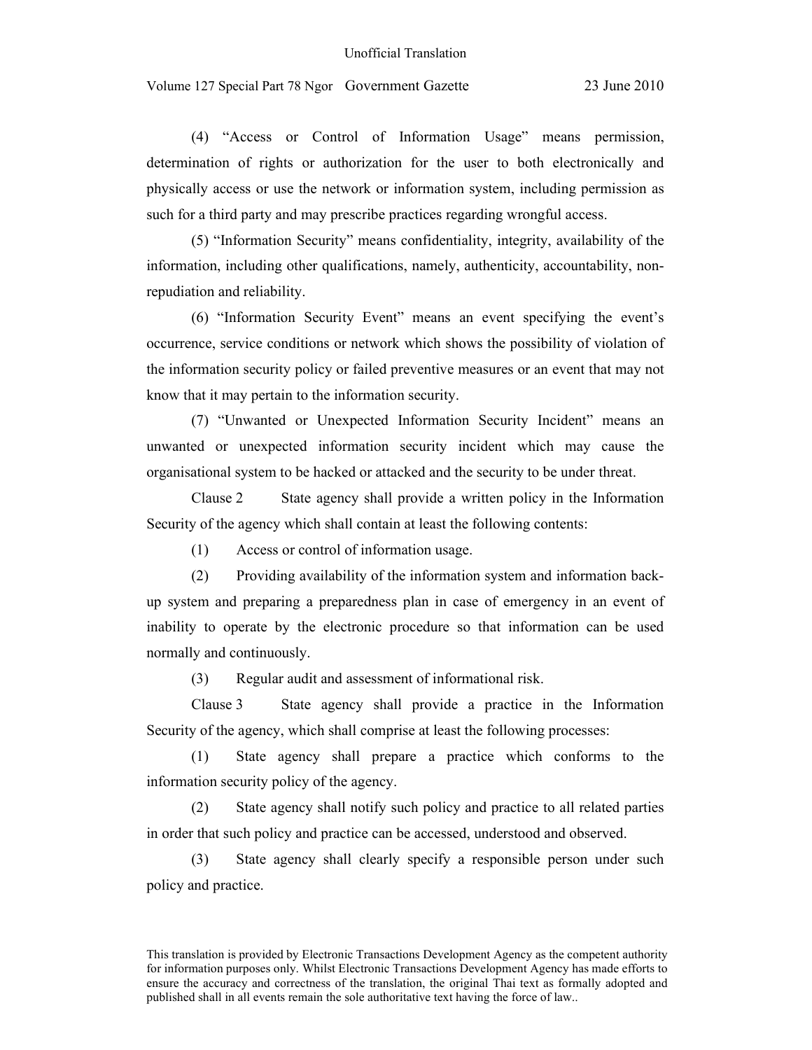(4) “Access or Control of Information Usage” means permission, determination of rights or authorization for the user to both electronically and physically access or use the network or information system, including permission as such for a third party and may prescribe practices regarding wrongful access.

(5) “Information Security” means confidentiality, integrity, availability of the information, including other qualifications, namely, authenticity, accountability, non-repudiation and reliability.

(6) “Information Security Event” means an event specifying the event’s occurrence, service conditions or network which shows the possibility of violation of the information security policy or failed preventive measures or an event that may not know that it may pertain to the information security.

(7) “Unwanted or Unexpected Information Security Incident” means an unwanted or unexpected information security incident which may cause the organisational system to be hacked or attacked and the security to be under threat.

Clause 2 State agency shall provide a written policy in the Information Security of the agency which shall contain at least the following contents:

(1) Access or control of information usage.

(2) Providing availability of the information system and information back-up system and preparing a preparedness plan in case of emergency in an event of inability to operate by the electronic procedure so that information can be used normally and continuously.

(3) Regular audit and assessment of informational risk.

Clause 3 State agency shall provide a practice in the Information Security of the agency, which shall comprise at least the following processes:

(1) State agency shall prepare a practice which conforms to the information security policy of the agency.

(2) State agency shall notify such policy and practice to all related parties in order that such policy and practice can be accessed, understood and observed.

(3) State agency shall clearly specify a responsible person under such policy and practice.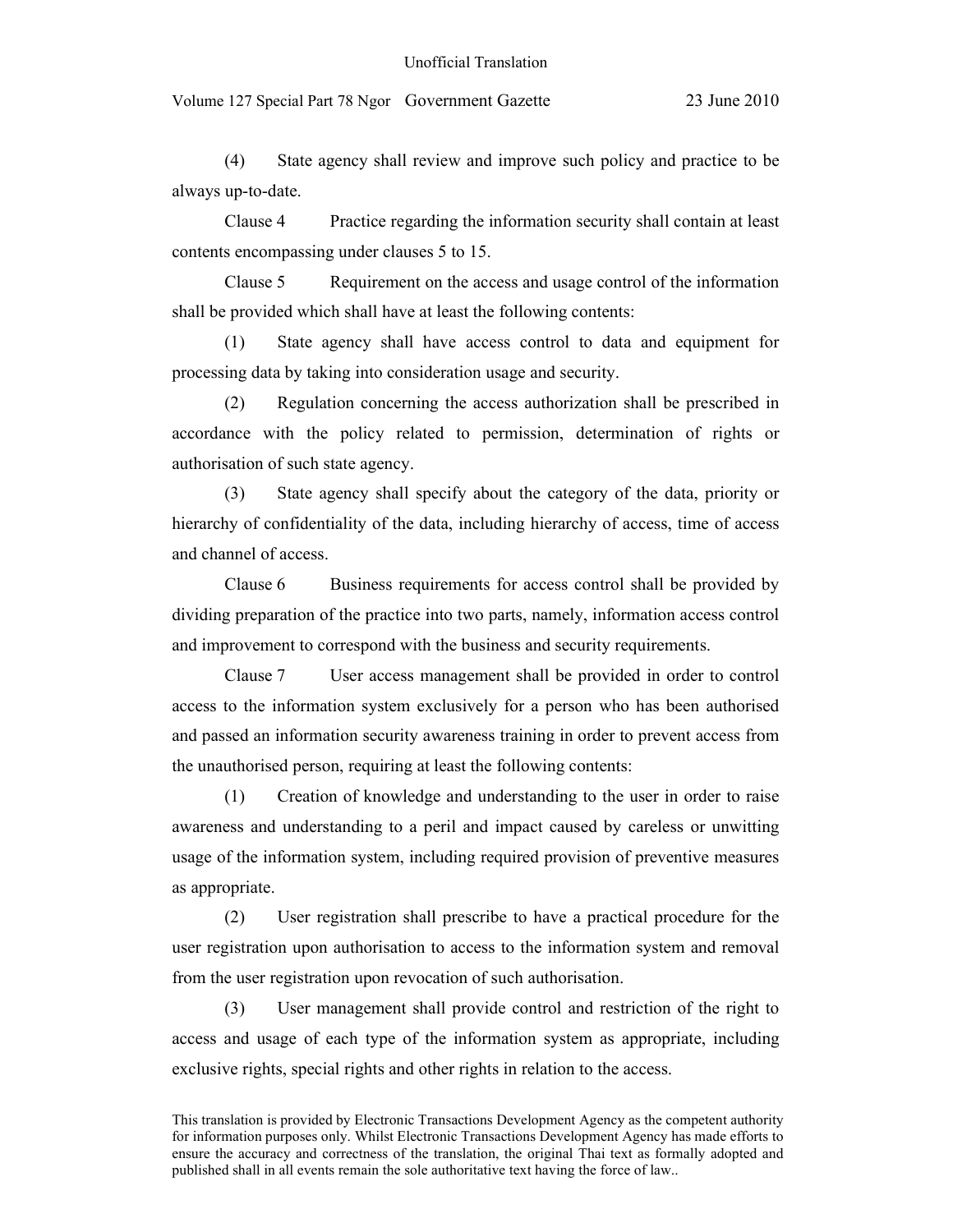(4) State agency shall review and improve such policy and practice to be always up-to-date.

Clause 4 Practice regarding the information security shall contain at least contents encompassing under clauses 5 to 15.

Clause 5 Requirement on the access and usage control of the information shall be provided which shall have at least the following contents:

(1) State agency shall have access control to data and equipment for processing data by taking into consideration usage and security.

(2) Regulation concerning the access authorization shall be prescribed in accordance with the policy related to permission, determination of rights or authorisation of such state agency.

(3) State agency shall specify about the category of the data, priority or hierarchy of confidentiality of the data, including hierarchy of access, time of access and channel of access.

Clause 6 Business requirements for access control shall be provided by dividing preparation of the practice into two parts, namely, information access control and improvement to correspond with the business and security requirements.

Clause 7 User access management shall be provided in order to control access to the information system exclusively for a person who has been authorised and passed an information security awareness training in order to prevent access from the unauthorised person, requiring at least the following contents:

(1) Creation of knowledge and understanding to the user in order to raise awareness and understanding to a peril and impact caused by careless or unwitting usage of the information system, including required provision of preventive measures as appropriate.

(2) User registration shall prescribe to have a practical procedure for the user registration upon authorisation to access to the information system and removal from the user registration upon revocation of such authorisation.

(3) User management shall provide control and restriction of the right to access and usage of each type of the information system as appropriate, including exclusive rights, special rights and other rights in relation to the access.

This translation is provided by Electronic Transactions Development Agency as the competent authority for information purposes only. Whilst Electronic Transactions Development Agency has made efforts to ensure the accuracy and correctness of the translation, the original Thai text as formally adopted and published shall in all events remain the sole authoritative text having the force of law..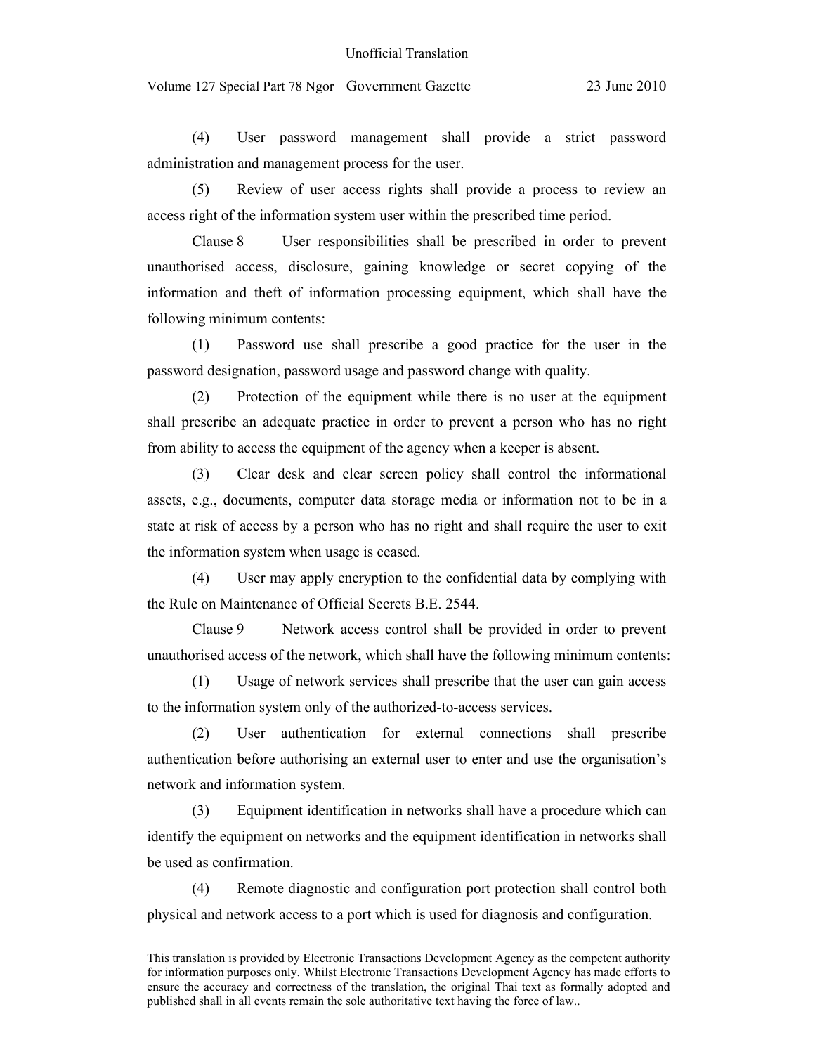(4) User password management shall provide a strict password administration and management process for the user.

(5) Review of user access rights shall provide a process to review an access right of the information system user within the prescribed time period.

Clause 8 User responsibilities shall be prescribed in order to prevent unauthorised access, disclosure, gaining knowledge or secret copying of the information and theft of information processing equipment, which shall have the following minimum contents:

(1) Password use shall prescribe a good practice for the user in the password designation, password usage and password change with quality.

(2) Protection of the equipment while there is no user at the equipment shall prescribe an adequate practice in order to prevent a person who has no right from ability to access the equipment of the agency when a keeper is absent.

(3) Clear desk and clear screen policy shall control the informational assets, e.g., documents, computer data storage media or information not to be in a state at risk of access by a person who has no right and shall require the user to exit the information system when usage is ceased.

(4) User may apply encryption to the confidential data by complying with the Rule on Maintenance of Official Secrets B.E. 2544.

Clause 9 Network access control shall be provided in order to prevent unauthorised access of the network, which shall have the following minimum contents:

(1) Usage of network services shall prescribe that the user can gain access to the information system only of the authorized-to-access services.

(2) User authentication for external connections shall prescribe authentication before authorising an external user to enter and use the organisation's network and information system.

(3) Equipment identification in networks shall have a procedure which can identify the equipment on networks and the equipment identification in networks shall be used as confirmation.

(4) Remote diagnostic and configuration port protection shall control both physical and network access to a port which is used for diagnosis and configuration.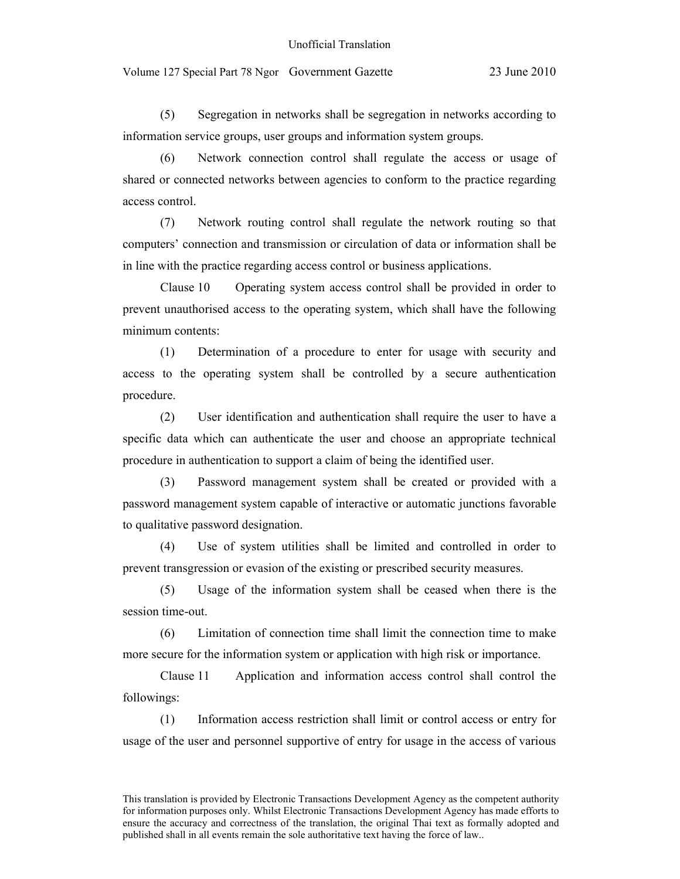(5) Segregation in networks shall be segregation in networks according to information service groups, user groups and information system groups.

(6) Network connection control shall regulate the access or usage of shared or connected networks between agencies to conform to the practice regarding access control.

(7) Network routing control shall regulate the network routing so that computers' connection and transmission or circulation of data or information shall be in line with the practice regarding access control or business applications.

Clause 10 Operating system access control shall be provided in order to prevent unauthorised access to the operating system, which shall have the following minimum contents:

(1) Determination of a procedure to enter for usage with security and access to the operating system shall be controlled by a secure authentication procedure.

(2) User identification and authentication shall require the user to have a specific data which can authenticate the user and choose an appropriate technical procedure in authentication to support a claim of being the identified user.

(3) Password management system shall be created or provided with a password management system capable of interactive or automatic junctions favorable to qualitative password designation.

(4) Use of system utilities shall be limited and controlled in order to prevent transgression or evasion of the existing or prescribed security measures.

(5) Usage of the information system shall be ceased when there is the session time-out.

(6) Limitation of connection time shall limit the connection time to make more secure for the information system or application with high risk or importance.

Clause 11 Application and information access control shall control the followings:

(1) Information access restriction shall limit or control access or entry for usage of the user and personnel supportive of entry for usage in the access of various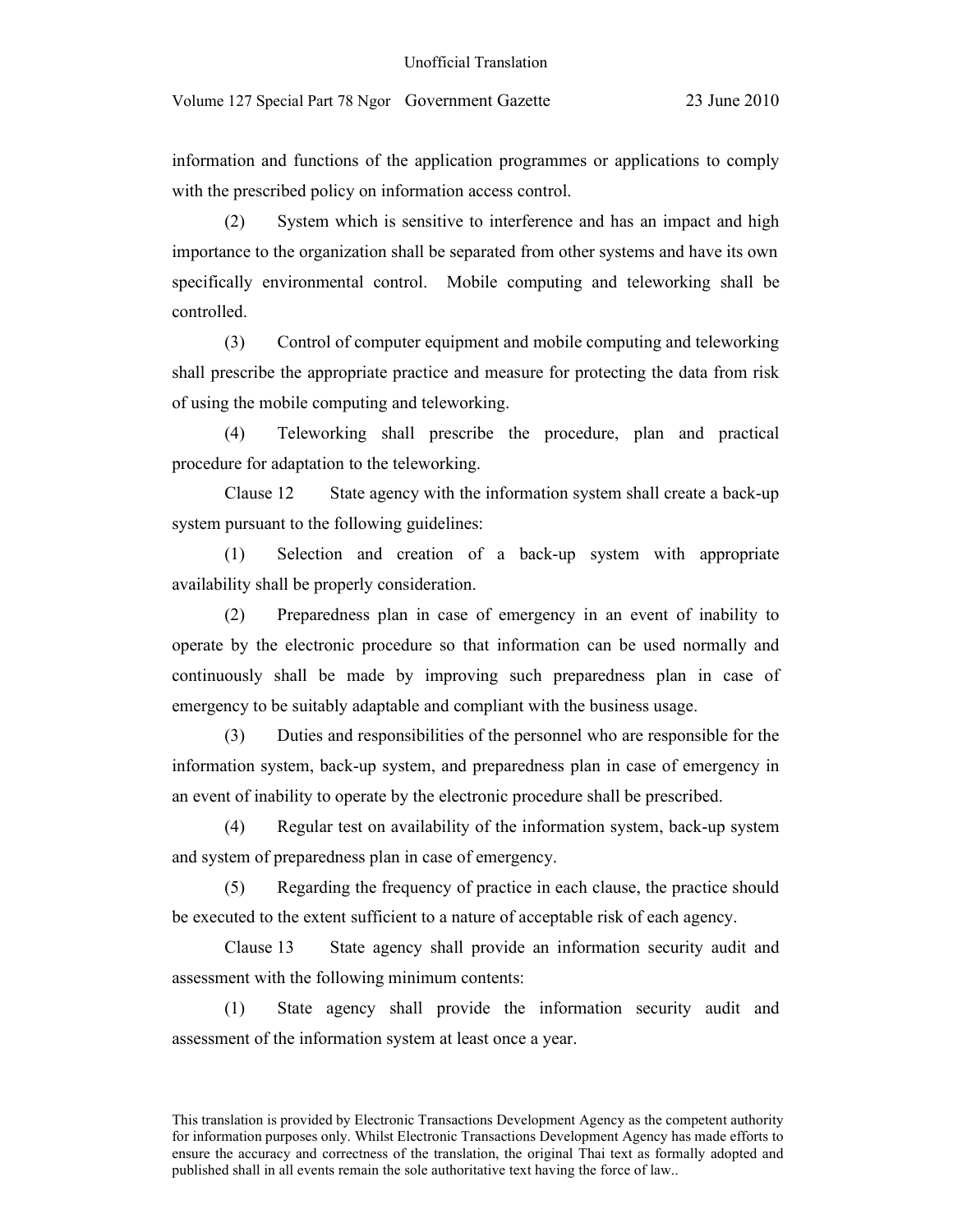information and functions of the application programmes or applications to comply with the prescribed policy on information access control.

(2) System which is sensitive to interference and has an impact and high importance to the organization shall be separated from other systems and have its own specifically environmental control. Mobile computing and teleworking shall be controlled.

(3) Control of computer equipment and mobile computing and teleworking shall prescribe the appropriate practice and measure for protecting the data from risk of using the mobile computing and teleworking.

(4) Teleworking shall prescribe the procedure, plan and practical procedure for adaptation to the teleworking.

Clause 12 State agency with the information system shall create a back-up system pursuant to the following guidelines:

(1) Selection and creation of a back-up system with appropriate availability shall be properly consideration.

(2) Preparedness plan in case of emergency in an event of inability to operate by the electronic procedure so that information can be used normally and continuously shall be made by improving such preparedness plan in case of emergency to be suitably adaptable and compliant with the business usage.

(3) Duties and responsibilities of the personnel who are responsible for the information system, back-up system, and preparedness plan in case of emergency in an event of inability to operate by the electronic procedure shall be prescribed.

(4) Regular test on availability of the information system, back-up system and system of preparedness plan in case of emergency.

(5) Regarding the frequency of practice in each clause, the practice should be executed to the extent sufficient to a nature of acceptable risk of each agency.

Clause 13 State agency shall provide an information security audit and assessment with the following minimum contents:

(1) State agency shall provide the information security audit and assessment of the information system at least once a year.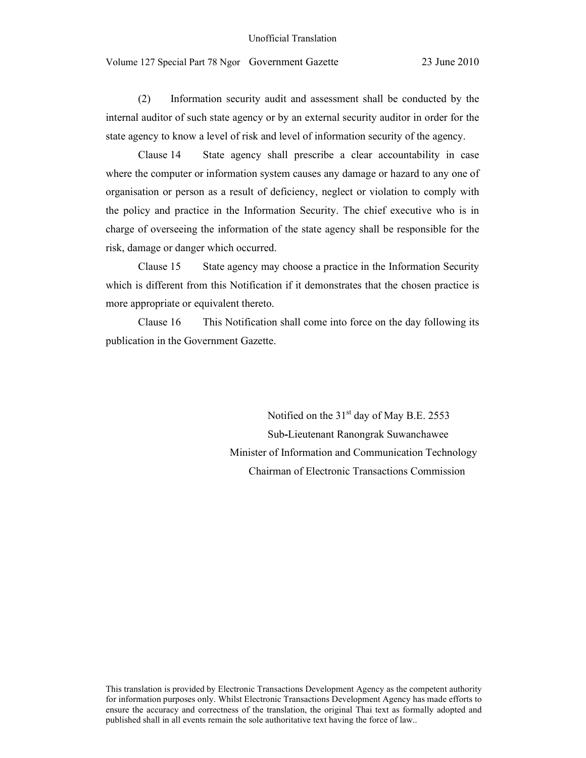(2) Information security audit and assessment shall be conducted by the internal auditor of such state agency or by an external security auditor in order for the state agency to know a level of risk and level of information security of the agency.

Clause 14 State agency shall prescribe a clear accountability in case where the computer or information system causes any damage or hazard to any one of organisation or person as a result of deficiency, neglect or violation to comply with the policy and practice in the Information Security. The chief executive who is in charge of overseeing the information of the state agency shall be responsible for the risk, damage or danger which occurred.

Clause 15 State agency may choose a practice in the Information Security which is different from this Notification if it demonstrates that the chosen practice is more appropriate or equivalent thereto.

Clause 16 This Notification shall come into force on the day following its publication in the Government Gazette.

Notified on the 31st day of May B.E. 2553

Sub-Lieutenant Ranongrak Suwanchawee

Minister of Information and Communication Technology

Chairman of Electronic Transactions Commission

This translation is provided by Electronic Transactions Development Agency as the competent authority for information purposes only. Whilst Electronic Transactions Development Agency has made efforts to ensure the accuracy and correctness of the translation, the original Thai text as formally adopted and published shall in all events remain the sole authoritative text having the force of law..